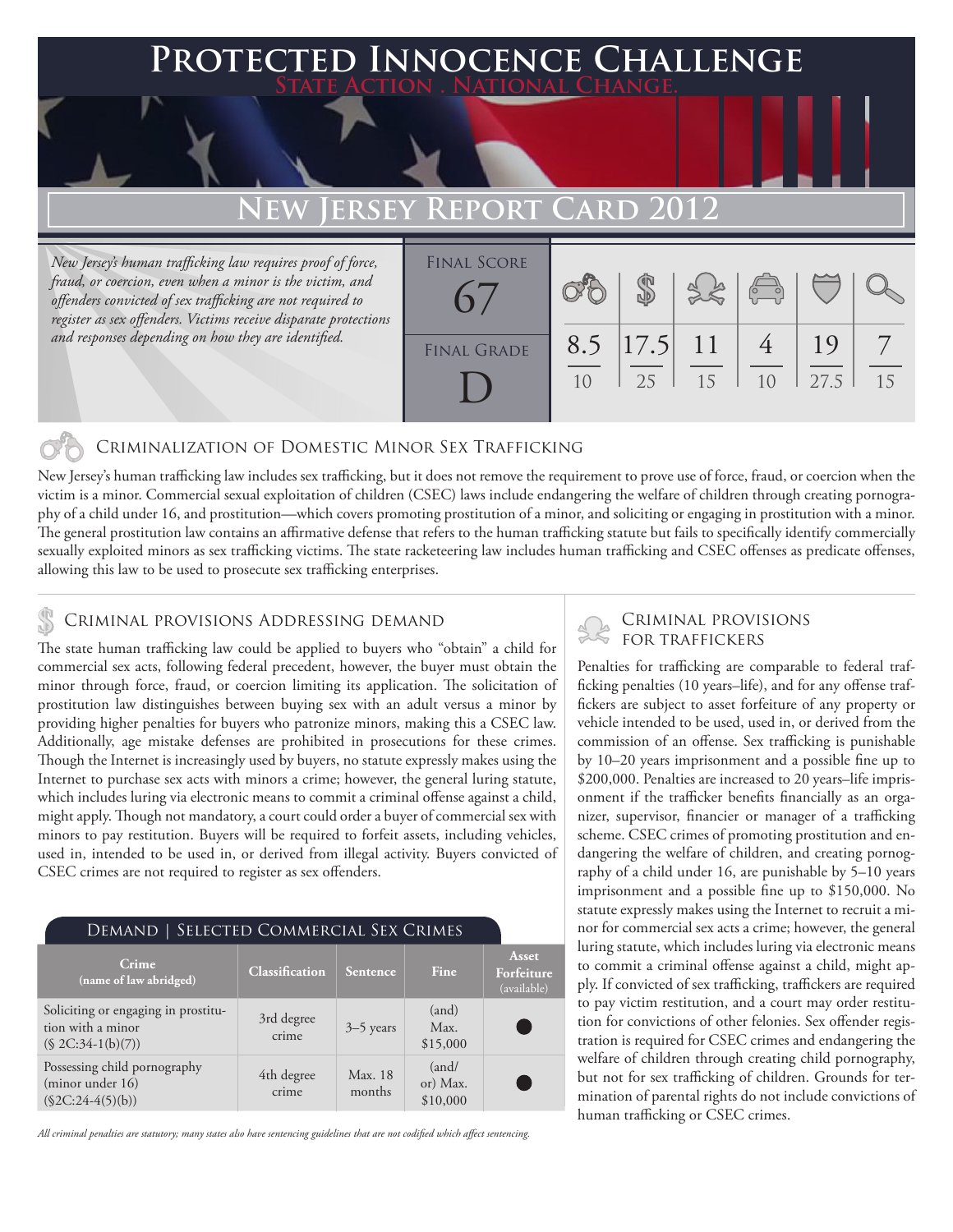# Protected Innocence Challenge

State Action . National Change.

## New Jersey Report Card 2012

*New Jersey's human trafficking law requires proof of force, fraud, or coercion, even when a minor is the victim, and offenders convicted of sex trafficking are not required to register as sex offenders. Victims receive disparate protections and responses depending on how they are identified.*

Final Score
67

Final Grade
D

| | | | | | |
|---|---|---|---|---|---|
| 8.5 / 10 | 17.5 / 25 | 11 / 15 | 4 / 10 | 19 / 27.5 | 7 / 15 |

### Criminalization of Domestic Minor Sex Trafficking

New Jersey's human trafficking law includes sex trafficking, but it does not remove the requirement to prove use of force, fraud, or coercion when the victim is a minor. Commercial sexual exploitation of children (CSEC) laws include endangering the welfare of children through creating pornography of a child under 16, and prostitution—which covers promoting prostitution of a minor, and soliciting or engaging in prostitution with a minor. The general prostitution law contains an affirmative defense that refers to the human trafficking statute but fails to specifically identify commercially sexually exploited minors as sex trafficking victims. The state racketeering law includes human trafficking and CSEC offenses as predicate offenses, allowing this law to be used to prosecute sex trafficking enterprises.

### Criminal provisions Addressing demand

The state human trafficking law could be applied to buyers who "obtain" a child for commercial sex acts, following federal precedent, however, the buyer must obtain the minor through force, fraud, or coercion limiting its application. The solicitation of prostitution law distinguishes between buying sex with an adult versus a minor by providing higher penalties for buyers who patronize minors, making this a CSEC law. Additionally, age mistake defenses are prohibited in prosecutions for these crimes. Though the Internet is increasingly used by buyers, no statute expressly makes using the Internet to purchase sex acts with minors a crime; however, the general luring statute, which includes luring via electronic means to commit a criminal offense against a child, might apply. Though not mandatory, a court could order a buyer of commercial sex with minors to pay restitution. Buyers will be required to forfeit assets, including vehicles, used in, intended to be used in, or derived from illegal activity. Buyers convicted of CSEC crimes are not required to register as sex offenders.

**Demand | Selected Commercial Sex Crimes**

| Crime (name of law abridged) | Classification | Sentence | Fine | Asset Forfeiture (available) |
|---|---|---|---|---|
| Soliciting or engaging in prostitution with a minor (§ 2C:34-1(b)(7)) | 3rd degree crime | 3–5 years | (and) Max. $15,000 | ● |
| Possessing child pornography (minor under 16) (§2C:24-4(5)(b)) | 4th degree crime | Max. 18 months | (and/ or) Max. $10,000 | ● |

*All criminal penalties are statutory; many states also have sentencing guidelines that are not codified which affect sentencing.*

### Criminal provisions for traffickers

Penalties for trafficking are comparable to federal trafficking penalties (10 years–life), and for any offense traffickers are subject to asset forfeiture of any property or vehicle intended to be used, used in, or derived from the commission of an offense. Sex trafficking is punishable by 10–20 years imprisonment and a possible fine up to $200,000. Penalties are increased to 20 years–life imprisonment if the trafficker benefits financially as an organizer, supervisor, financier or manager of a trafficking scheme. CSEC crimes of promoting prostitution and endangering the welfare of children, and creating pornography of a child under 16, are punishable by 5–10 years imprisonment and a possible fine up to $150,000. No statute expressly makes using the Internet to recruit a minor for commercial sex acts a crime; however, the general luring statute, which includes luring via electronic means to commit a criminal offense against a child, might apply. If convicted of sex trafficking, traffickers are required to pay victim restitution, and a court may order restitution for convictions of other felonies. Sex offender registration is required for CSEC crimes and endangering the welfare of children through creating child pornography, but not for sex trafficking of children. Grounds for termination of parental rights do not include convictions of human trafficking or CSEC crimes.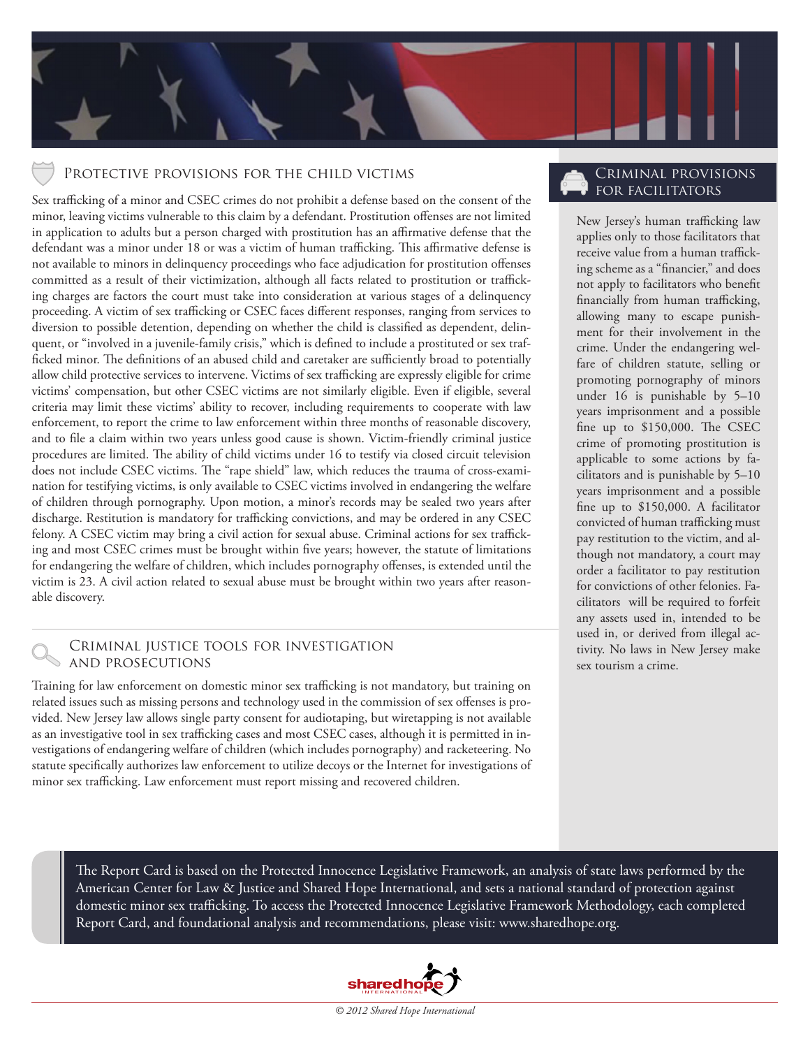## Protective provisions for the child victims

Sex trafficking of a minor and CSEC crimes do not prohibit a defense based on the consent of the minor, leaving victims vulnerable to this claim by a defendant. Prostitution offenses are not limited in application to adults but a person charged with prostitution has an affirmative defense that the defendant was a minor under 18 or was a victim of human trafficking. This affirmative defense is not available to minors in delinquency proceedings who face adjudication for prostitution offenses committed as a result of their victimization, although all facts related to prostitution or trafficking charges are factors the court must take into consideration at various stages of a delinquency proceeding. A victim of sex trafficking or CSEC faces different responses, ranging from services to diversion to possible detention, depending on whether the child is classified as dependent, delinquent, or "involved in a juvenile-family crisis," which is defined to include a prostituted or sex trafficked minor. The definitions of an abused child and caretaker are sufficiently broad to potentially allow child protective services to intervene. Victims of sex trafficking are expressly eligible for crime victims' compensation, but other CSEC victims are not similarly eligible. Even if eligible, several criteria may limit these victims' ability to recover, including requirements to cooperate with law enforcement, to report the crime to law enforcement within three months of reasonable discovery, and to file a claim within two years unless good cause is shown. Victim-friendly criminal justice procedures are limited. The ability of child victims under 16 to testify via closed circuit television does not include CSEC victims. The "rape shield" law, which reduces the trauma of cross-examination for testifying victims, is only available to CSEC victims involved in endangering the welfare of children through pornography. Upon motion, a minor's records may be sealed two years after discharge. Restitution is mandatory for trafficking convictions, and may be ordered in any CSEC felony. A CSEC victim may bring a civil action for sexual abuse. Criminal actions for sex trafficking and most CSEC crimes must be brought within five years; however, the statute of limitations for endangering the welfare of children, which includes pornography offenses, is extended until the victim is 23. A civil action related to sexual abuse must be brought within two years after reasonable discovery.

## Criminal justice tools for investigation and prosecutions

Training for law enforcement on domestic minor sex trafficking is not mandatory, but training on related issues such as missing persons and technology used in the commission of sex offenses is provided. New Jersey law allows single party consent for audiotaping, but wiretapping is not available as an investigative tool in sex trafficking cases and most CSEC cases, although it is permitted in investigations of endangering welfare of children (which includes pornography) and racketeering. No statute specifically authorizes law enforcement to utilize decoys or the Internet for investigations of minor sex trafficking. Law enforcement must report missing and recovered children.

## Criminal provisions for facilitators

New Jersey's human trafficking law applies only to those facilitators that receive value from a human trafficking scheme as a "financier," and does not apply to facilitators who benefit financially from human trafficking, allowing many to escape punishment for their involvement in the crime. Under the endangering welfare of children statute, selling or promoting pornography of minors under 16 is punishable by 5–10 years imprisonment and a possible fine up to $150,000. The CSEC crime of promoting prostitution is applicable to some actions by facilitators and is punishable by 5–10 years imprisonment and a possible fine up to $150,000. A facilitator convicted of human trafficking must pay restitution to the victim, and although not mandatory, a court may order a facilitator to pay restitution for convictions of other felonies. Facilitators will be required to forfeit any assets used in, intended to be used in, or derived from illegal activity. No laws in New Jersey make sex tourism a crime.

The Report Card is based on the Protected Innocence Legislative Framework, an analysis of state laws performed by the American Center for Law & Justice and Shared Hope International, and sets a national standard of protection against domestic minor sex trafficking. To access the Protected Innocence Legislative Framework Methodology, each completed Report Card, and foundational analysis and recommendations, please visit: www.sharedhope.org.

sharedhope INTERNATIONAL

*© 2012 Shared Hope International*